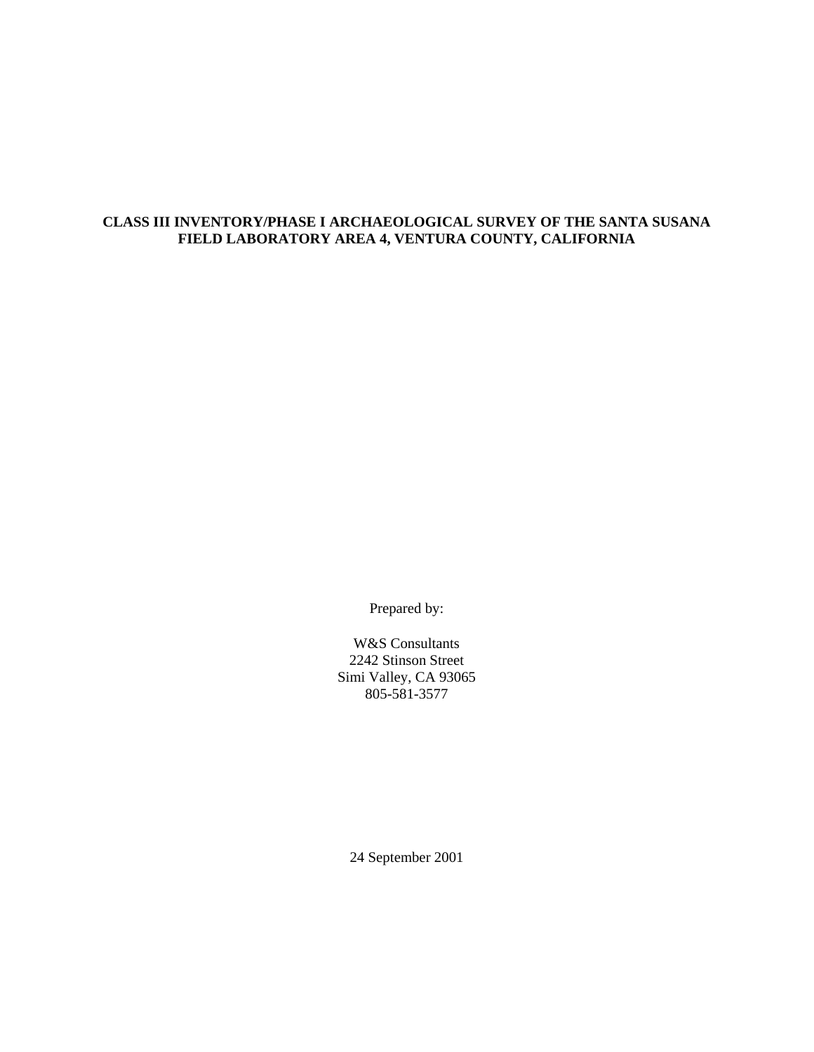# CLASS III INVENTORY/PHASE I ARCHAEOLOGICAL SURVEY OF THE SANTA SUSANA FIELD LABORATORY AREA 4, VENTURA COUNTY, CALIFORNIA

Prepared by:

W&S Consultants
2242 Stinson Street
Simi Valley, CA 93065
805-581-3577

24 September 2001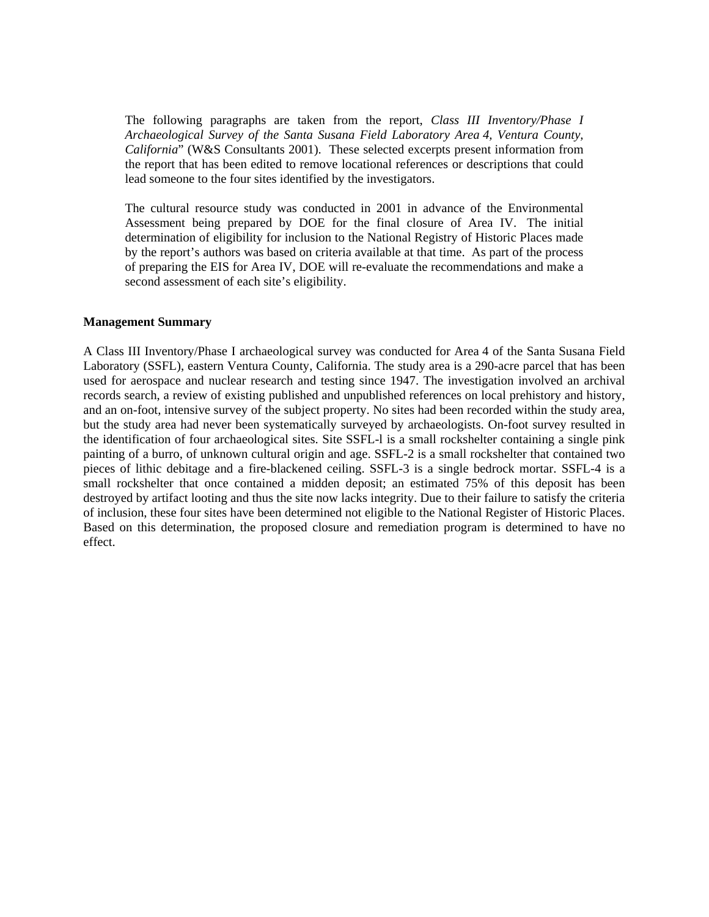The following paragraphs are taken from the report, *Class III Inventory/Phase I Archaeological Survey of the Santa Susana Field Laboratory Area 4, Ventura County, California*" (W&S Consultants 2001). These selected excerpts present information from the report that has been edited to remove locational references or descriptions that could lead someone to the four sites identified by the investigators.

The cultural resource study was conducted in 2001 in advance of the Environmental Assessment being prepared by DOE for the final closure of Area IV. The initial determination of eligibility for inclusion to the National Registry of Historic Places made by the report's authors was based on criteria available at that time. As part of the process of preparing the EIS for Area IV, DOE will re-evaluate the recommendations and make a second assessment of each site's eligibility.

**Management Summary**

A Class III Inventory/Phase I archaeological survey was conducted for Area 4 of the Santa Susana Field Laboratory (SSFL), eastern Ventura County, California. The study area is a 290-acre parcel that has been used for aerospace and nuclear research and testing since 1947. The investigation involved an archival records search, a review of existing published and unpublished references on local prehistory and history, and an on-foot, intensive survey of the subject property. No sites had been recorded within the study area, but the study area had never been systematically surveyed by archaeologists. On-foot survey resulted in the identification of four archaeological sites. Site SSFL-l is a small rockshelter containing a single pink painting of a burro, of unknown cultural origin and age. SSFL-2 is a small rockshelter that contained two pieces of lithic debitage and a fire-blackened ceiling. SSFL-3 is a single bedrock mortar. SSFL-4 is a small rockshelter that once contained a midden deposit; an estimated 75% of this deposit has been destroyed by artifact looting and thus the site now lacks integrity. Due to their failure to satisfy the criteria of inclusion, these four sites have been determined not eligible to the National Register of Historic Places. Based on this determination, the proposed closure and remediation program is determined to have no effect.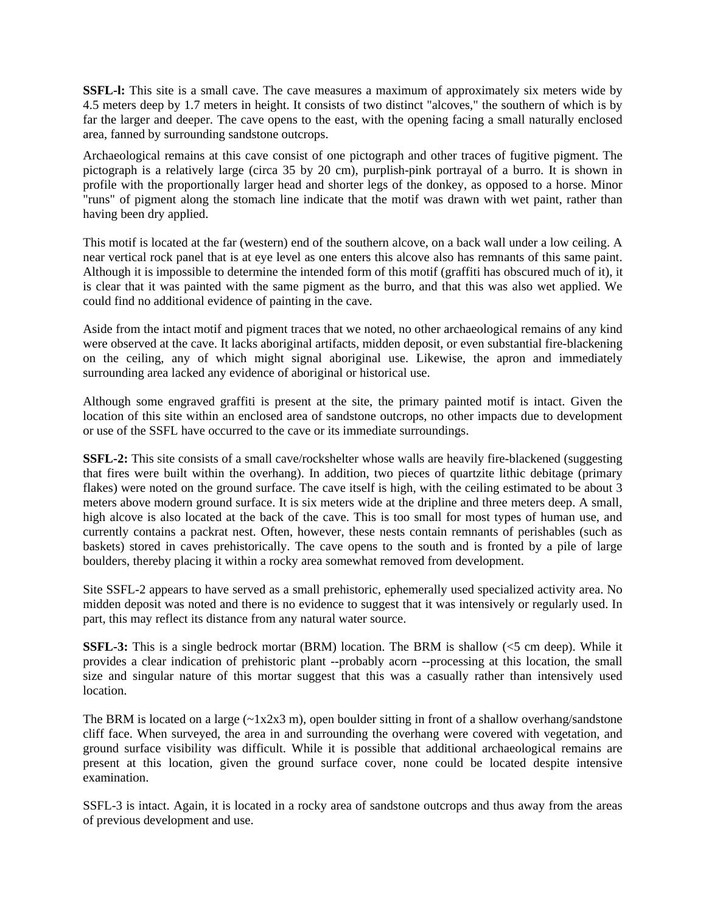**SSFL-l:** This site is a small cave. The cave measures a maximum of approximately six meters wide by 4.5 meters deep by 1.7 meters in height. It consists of two distinct "alcoves," the southern of which is by far the larger and deeper. The cave opens to the east, with the opening facing a small naturally enclosed area, fanned by surrounding sandstone outcrops.

Archaeological remains at this cave consist of one pictograph and other traces of fugitive pigment. The pictograph is a relatively large (circa 35 by 20 cm), purplish-pink portrayal of a burro. It is shown in profile with the proportionally larger head and shorter legs of the donkey, as opposed to a horse. Minor "runs" of pigment along the stomach line indicate that the motif was drawn with wet paint, rather than having been dry applied.

This motif is located at the far (western) end of the southern alcove, on a back wall under a low ceiling. A near vertical rock panel that is at eye level as one enters this alcove also has remnants of this same paint. Although it is impossible to determine the intended form of this motif (graffiti has obscured much of it), it is clear that it was painted with the same pigment as the burro, and that this was also wet applied. We could find no additional evidence of painting in the cave.

Aside from the intact motif and pigment traces that we noted, no other archaeological remains of any kind were observed at the cave. It lacks aboriginal artifacts, midden deposit, or even substantial fire-blackening on the ceiling, any of which might signal aboriginal use. Likewise, the apron and immediately surrounding area lacked any evidence of aboriginal or historical use.

Although some engraved graffiti is present at the site, the primary painted motif is intact. Given the location of this site within an enclosed area of sandstone outcrops, no other impacts due to development or use of the SSFL have occurred to the cave or its immediate surroundings.

**SSFL-2:** This site consists of a small cave/rockshelter whose walls are heavily fire-blackened (suggesting that fires were built within the overhang). In addition, two pieces of quartzite lithic debitage (primary flakes) were noted on the ground surface. The cave itself is high, with the ceiling estimated to be about 3 meters above modern ground surface. It is six meters wide at the dripline and three meters deep. A small, high alcove is also located at the back of the cave. This is too small for most types of human use, and currently contains a packrat nest. Often, however, these nests contain remnants of perishables (such as baskets) stored in caves prehistorically. The cave opens to the south and is fronted by a pile of large boulders, thereby placing it within a rocky area somewhat removed from development.

Site SSFL-2 appears to have served as a small prehistoric, ephemerally used specialized activity area. No midden deposit was noted and there is no evidence to suggest that it was intensively or regularly used. In part, this may reflect its distance from any natural water source.

**SSFL-3:** This is a single bedrock mortar (BRM) location. The BRM is shallow (<5 cm deep). While it provides a clear indication of prehistoric plant --probably acorn --processing at this location, the small size and singular nature of this mortar suggest that this was a casually rather than intensively used location.

The BRM is located on a large (~1x2x3 m), open boulder sitting in front of a shallow overhang/sandstone cliff face. When surveyed, the area in and surrounding the overhang were covered with vegetation, and ground surface visibility was difficult. While it is possible that additional archaeological remains are present at this location, given the ground surface cover, none could be located despite intensive examination.

SSFL-3 is intact. Again, it is located in a rocky area of sandstone outcrops and thus away from the areas of previous development and use.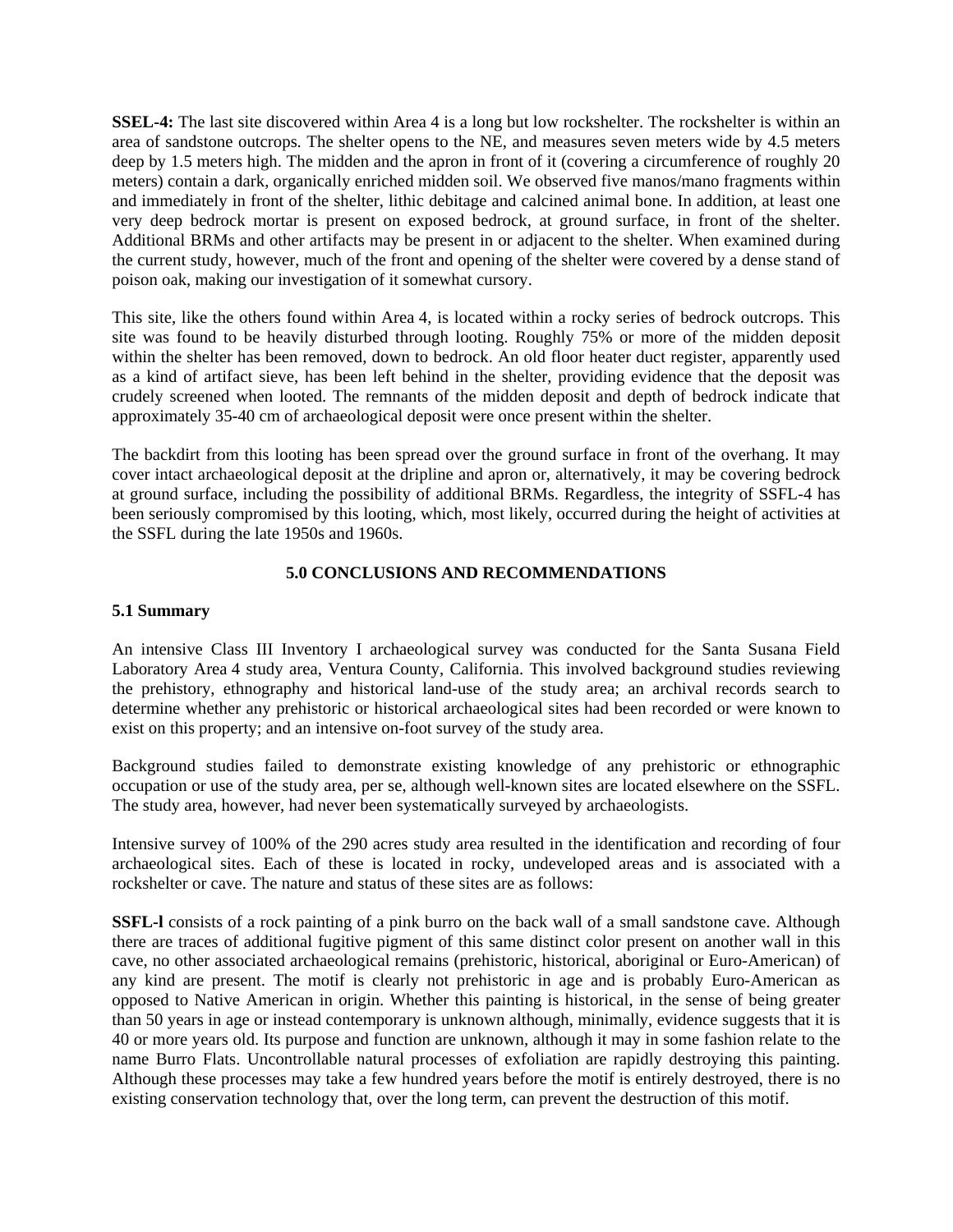**SSEL-4:** The last site discovered within Area 4 is a long but low rockshelter. The rockshelter is within an area of sandstone outcrops. The shelter opens to the NE, and measures seven meters wide by 4.5 meters deep by 1.5 meters high. The midden and the apron in front of it (covering a circumference of roughly 20 meters) contain a dark, organically enriched midden soil. We observed five manos/mano fragments within and immediately in front of the shelter, lithic debitage and calcined animal bone. In addition, at least one very deep bedrock mortar is present on exposed bedrock, at ground surface, in front of the shelter. Additional BRMs and other artifacts may be present in or adjacent to the shelter. When examined during the current study, however, much of the front and opening of the shelter were covered by a dense stand of poison oak, making our investigation of it somewhat cursory.

This site, like the others found within Area 4, is located within a rocky series of bedrock outcrops. This site was found to be heavily disturbed through looting. Roughly 75% or more of the midden deposit within the shelter has been removed, down to bedrock. An old floor heater duct register, apparently used as a kind of artifact sieve, has been left behind in the shelter, providing evidence that the deposit was crudely screened when looted. The remnants of the midden deposit and depth of bedrock indicate that approximately 35-40 cm of archaeological deposit were once present within the shelter.

The backdirt from this looting has been spread over the ground surface in front of the overhang. It may cover intact archaeological deposit at the dripline and apron or, alternatively, it may be covering bedrock at ground surface, including the possibility of additional BRMs. Regardless, the integrity of SSFL-4 has been seriously compromised by this looting, which, most likely, occurred during the height of activities at the SSFL during the late 1950s and 1960s.

## 5.0 CONCLUSIONS AND RECOMMENDATIONS

### 5.1 Summary

An intensive Class III Inventory I archaeological survey was conducted for the Santa Susana Field Laboratory Area 4 study area, Ventura County, California. This involved background studies reviewing the prehistory, ethnography and historical land-use of the study area; an archival records search to determine whether any prehistoric or historical archaeological sites had been recorded or were known to exist on this property; and an intensive on-foot survey of the study area.

Background studies failed to demonstrate existing knowledge of any prehistoric or ethnographic occupation or use of the study area, per se, although well-known sites are located elsewhere on the SSFL. The study area, however, had never been systematically surveyed by archaeologists.

Intensive survey of 100% of the 290 acres study area resulted in the identification and recording of four archaeological sites. Each of these is located in rocky, undeveloped areas and is associated with a rockshelter or cave. The nature and status of these sites are as follows:

**SSFL-l** consists of a rock painting of a pink burro on the back wall of a small sandstone cave. Although there are traces of additional fugitive pigment of this same distinct color present on another wall in this cave, no other associated archaeological remains (prehistoric, historical, aboriginal or Euro-American) of any kind are present. The motif is clearly not prehistoric in age and is probably Euro-American as opposed to Native American in origin. Whether this painting is historical, in the sense of being greater than 50 years in age or instead contemporary is unknown although, minimally, evidence suggests that it is 40 or more years old. Its purpose and function are unknown, although it may in some fashion relate to the name Burro Flats. Uncontrollable natural processes of exfoliation are rapidly destroying this painting. Although these processes may take a few hundred years before the motif is entirely destroyed, there is no existing conservation technology that, over the long term, can prevent the destruction of this motif.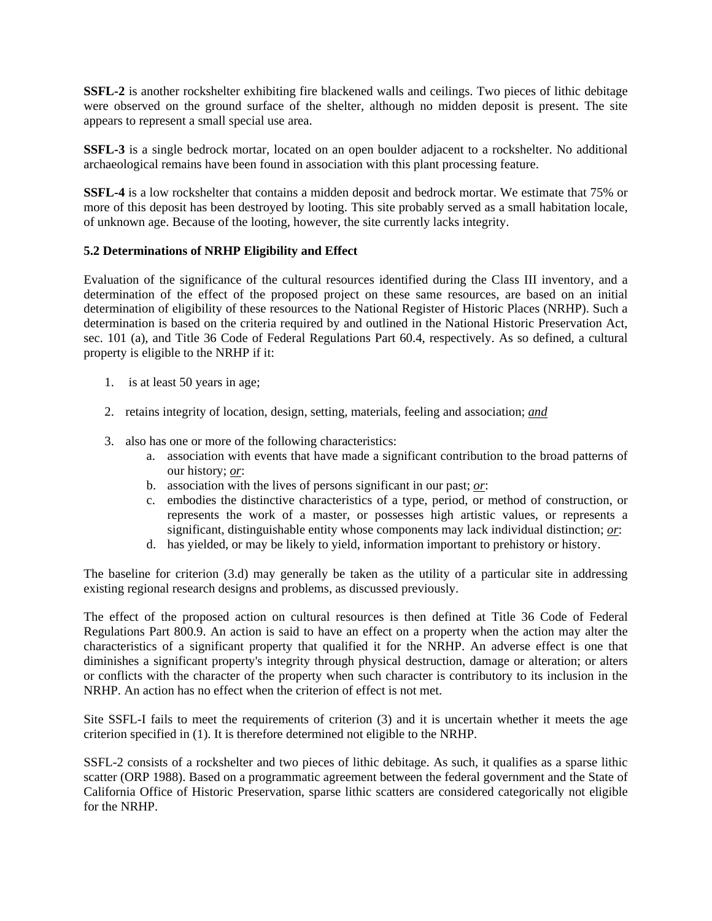**SSFL-2** is another rockshelter exhibiting fire blackened walls and ceilings. Two pieces of lithic debitage were observed on the ground surface of the shelter, although no midden deposit is present. The site appears to represent a small special use area.

**SSFL-3** is a single bedrock mortar, located on an open boulder adjacent to a rockshelter. No additional archaeological remains have been found in association with this plant processing feature.

**SSFL-4** is a low rockshelter that contains a midden deposit and bedrock mortar. We estimate that 75% or more of this deposit has been destroyed by looting. This site probably served as a small habitation locale, of unknown age. Because of the looting, however, the site currently lacks integrity.

### 5.2 Determinations of NRHP Eligibility and Effect

Evaluation of the significance of the cultural resources identified during the Class III inventory, and a determination of the effect of the proposed project on these same resources, are based on an initial determination of eligibility of these resources to the National Register of Historic Places (NRHP). Such a determination is based on the criteria required by and outlined in the National Historic Preservation Act, sec. 101 (a), and Title 36 Code of Federal Regulations Part 60.4, respectively. As so defined, a cultural property is eligible to the NRHP if it:

1. is at least 50 years in age;

2. retains integrity of location, design, setting, materials, feeling and association; ***and***

3. also has one or more of the following characteristics:
    a. association with events that have made a significant contribution to the broad patterns of our history; ***or***:
    b. association with the lives of persons significant in our past; ***or***:
    c. embodies the distinctive characteristics of a type, period, or method of construction, or represents the work of a master, or possesses high artistic values, or represents a significant, distinguishable entity whose components may lack individual distinction; ***or***:
    d. has yielded, or may be likely to yield, information important to prehistory or history.

The baseline for criterion (3.d) may generally be taken as the utility of a particular site in addressing existing regional research designs and problems, as discussed previously.

The effect of the proposed action on cultural resources is then defined at Title 36 Code of Federal Regulations Part 800.9. An action is said to have an effect on a property when the action may alter the characteristics of a significant property that qualified it for the NRHP. An adverse effect is one that diminishes a significant property's integrity through physical destruction, damage or alteration; or alters or conflicts with the character of the property when such character is contributory to its inclusion in the NRHP. An action has no effect when the criterion of effect is not met.

Site SSFL-I fails to meet the requirements of criterion (3) and it is uncertain whether it meets the age criterion specified in (1). It is therefore determined not eligible to the NRHP.

SSFL-2 consists of a rockshelter and two pieces of lithic debitage. As such, it qualifies as a sparse lithic scatter (ORP 1988). Based on a programmatic agreement between the federal government and the State of California Office of Historic Preservation, sparse lithic scatters are considered categorically not eligible for the NRHP.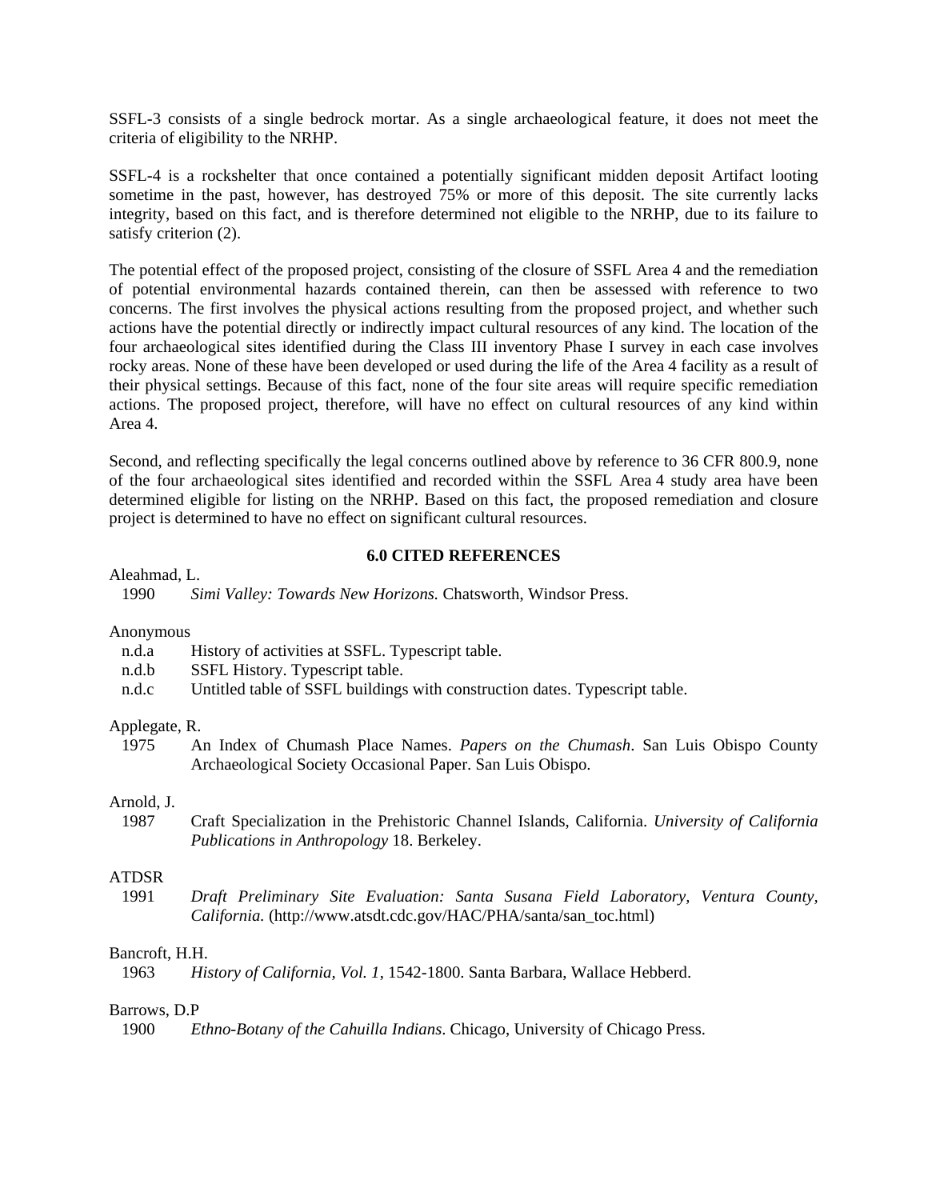SSFL-3 consists of a single bedrock mortar. As a single archaeological feature, it does not meet the criteria of eligibility to the NRHP.

SSFL-4 is a rockshelter that once contained a potentially significant midden deposit Artifact looting sometime in the past, however, has destroyed 75% or more of this deposit. The site currently lacks integrity, based on this fact, and is therefore determined not eligible to the NRHP, due to its failure to satisfy criterion (2).

The potential effect of the proposed project, consisting of the closure of SSFL Area 4 and the remediation of potential environmental hazards contained therein, can then be assessed with reference to two concerns. The first involves the physical actions resulting from the proposed project, and whether such actions have the potential directly or indirectly impact cultural resources of any kind. The location of the four archaeological sites identified during the Class III inventory Phase I survey in each case involves rocky areas. None of these have been developed or used during the life of the Area 4 facility as a result of their physical settings. Because of this fact, none of the four site areas will require specific remediation actions. The proposed project, therefore, will have no effect on cultural resources of any kind within Area 4.

Second, and reflecting specifically the legal concerns outlined above by reference to 36 CFR 800.9, none of the four archaeological sites identified and recorded within the SSFL Area 4 study area have been determined eligible for listing on the NRHP. Based on this fact, the proposed remediation and closure project is determined to have no effect on significant cultural resources.

## 6.0 CITED REFERENCES

Aleahmad, L.
- 1990 *Simi Valley: Towards New Horizons.* Chatsworth, Windsor Press.

Anonymous
- n.d.a History of activities at SSFL. Typescript table.
- n.d.b SSFL History. Typescript table.
- n.d.c Untitled table of SSFL buildings with construction dates. Typescript table.

Applegate, R.
- 1975 An Index of Chumash Place Names. *Papers on the Chumash*. San Luis Obispo County Archaeological Society Occasional Paper. San Luis Obispo.

Arnold, J.
- 1987 Craft Specialization in the Prehistoric Channel Islands, California. *University of California Publications in Anthropology* 18. Berkeley.

ATDSR
- 1991 *Draft Preliminary Site Evaluation: Santa Susana Field Laboratory, Ventura County, California.* (http://www.atsdt.cdc.gov/HAC/PHA/santa/san_toc.html)

Bancroft, H.H.
- 1963 *History of California, Vol. 1*, 1542-1800. Santa Barbara, Wallace Hebberd.

Barrows, D.P
- 1900 *Ethno-Botany of the Cahuilla Indians*. Chicago, University of Chicago Press.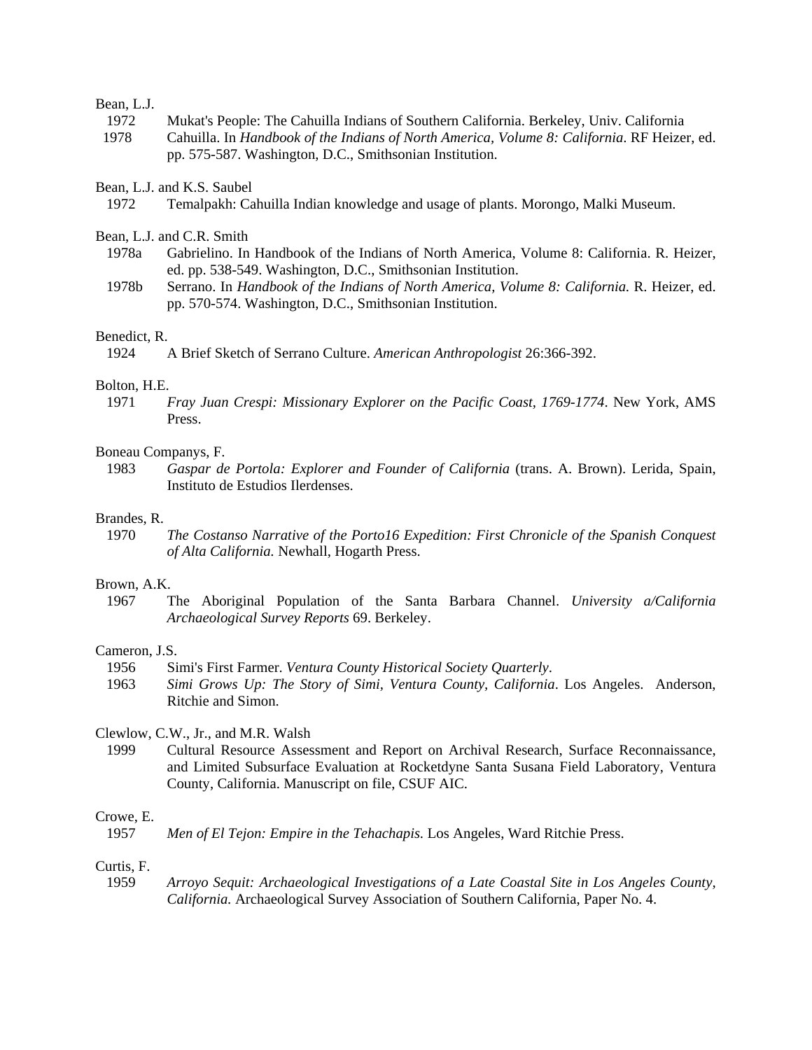Bean, L.J.

1972 Mukat's People: The Cahuilla Indians of Southern California. Berkeley, Univ. California

1978 Cahuilla. In *Handbook of the Indians of North America, Volume 8: California*. RF Heizer, ed. pp. 575-587. Washington, D.C., Smithsonian Institution.

Bean, L.J. and K.S. Saubel

1972 Temalpakh: Cahuilla Indian knowledge and usage of plants. Morongo, Malki Museum.

Bean, L.J. and C.R. Smith

1978a Gabrielino. In Handbook of the Indians of North America, Volume 8: California. R. Heizer, ed. pp. 538-549. Washington, D.C., Smithsonian Institution.

1978b Serrano. In *Handbook of the Indians of North America, Volume 8: California.* R. Heizer, ed. pp. 570-574. Washington, D.C., Smithsonian Institution.

Benedict, R.

1924 A Brief Sketch of Serrano Culture. *American Anthropologist* 26:366-392.

Bolton, H.E.

1971 *Fray Juan Crespi: Missionary Explorer on the Pacific Coast, 1769-1774*. New York, AMS Press.

Boneau Companys, F.

1983 *Gaspar de Portola: Explorer and Founder of California* (trans. A. Brown). Lerida, Spain, Instituto de Estudios Ilerdenses.

Brandes, R.

1970 *The Costanso Narrative of the Porto16 Expedition: First Chronicle of the Spanish Conquest of Alta California.* Newhall, Hogarth Press.

Brown, A.K.

1967 The Aboriginal Population of the Santa Barbara Channel. *University a/California Archaeological Survey Reports* 69. Berkeley.

Cameron, J.S.

1956 Simi's First Farmer. *Ventura County Historical Society Quarterly*.

1963 *Simi Grows Up: The Story of Simi, Ventura County, California*. Los Angeles. Anderson, Ritchie and Simon.

Clewlow, C.W., Jr., and M.R. Walsh

1999 Cultural Resource Assessment and Report on Archival Research, Surface Reconnaissance, and Limited Subsurface Evaluation at Rocketdyne Santa Susana Field Laboratory, Ventura County, California. Manuscript on file, CSUF AIC.

Crowe, E.

1957 *Men of El Tejon: Empire in the Tehachapis.* Los Angeles, Ward Ritchie Press.

Curtis, F.

1959 *Arroyo Sequit: Archaeological Investigations of a Late Coastal Site in Los Angeles County, California.* Archaeological Survey Association of Southern California, Paper No. 4.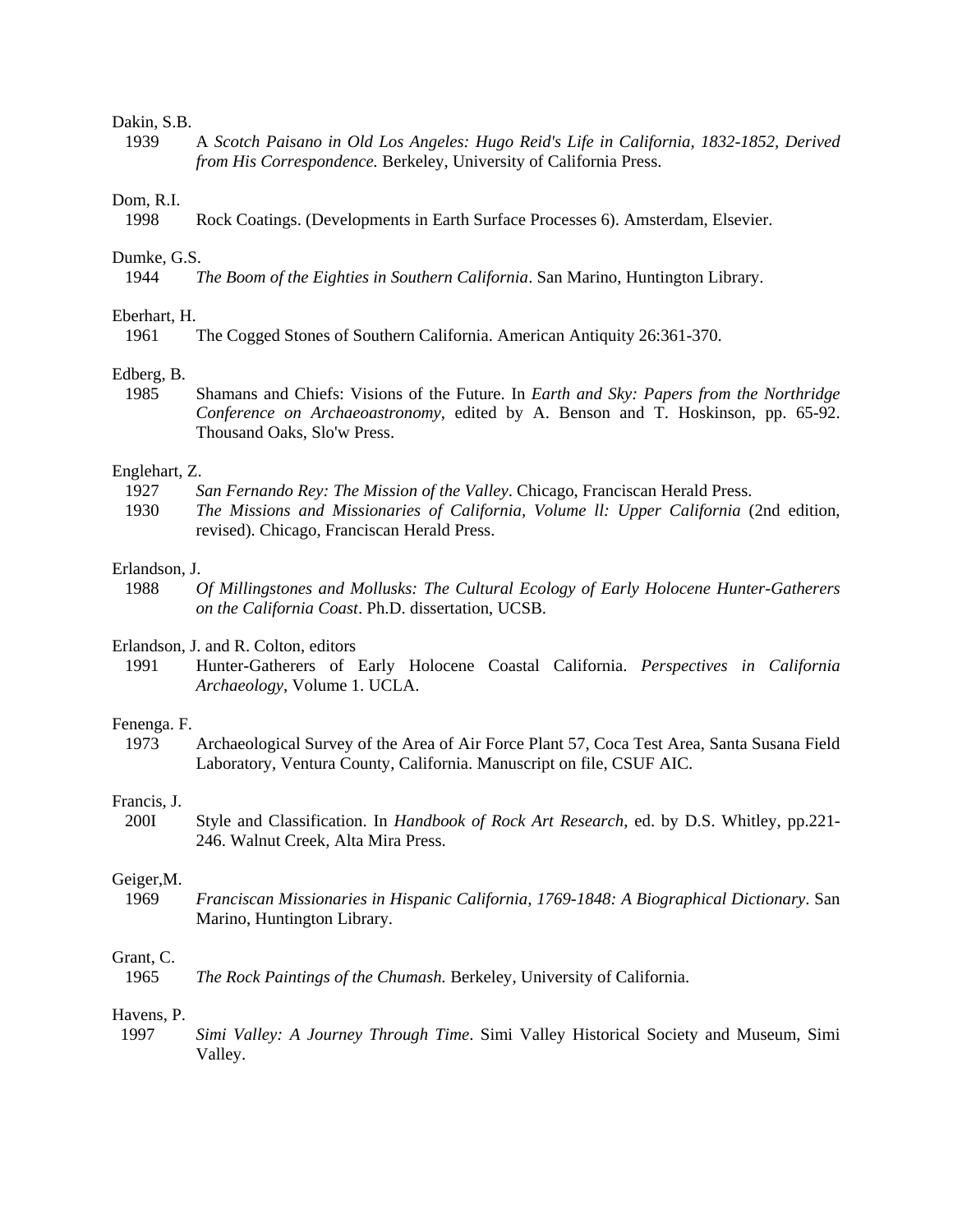Dakin, S.B.

1939 A *Scotch Paisano in Old Los Angeles: Hugo Reid's Life in California, 1832-1852, Derived from His Correspondence.* Berkeley, University of California Press.

Dom, R.I.

1998 Rock Coatings. (Developments in Earth Surface Processes 6). Amsterdam, Elsevier.

Dumke, G.S.

1944 *The Boom of the Eighties in Southern California*. San Marino, Huntington Library.

Eberhart, H.

1961 The Cogged Stones of Southern California. American Antiquity 26:361-370.

Edberg, B.

1985 Shamans and Chiefs: Visions of the Future. In *Earth and Sky: Papers from the Northridge Conference on Archaeoastronomy*, edited by A. Benson and T. Hoskinson, pp. 65-92. Thousand Oaks, Slo'w Press.

Englehart, Z.

1927 *San Fernando Rey: The Mission of the Valley*. Chicago, Franciscan Herald Press.

1930 *The Missions and Missionaries of California, Volume ll: Upper California* (2nd edition, revised). Chicago, Franciscan Herald Press.

Erlandson, J.

1988 *Of Millingstones and Mollusks: The Cultural Ecology of Early Holocene Hunter-Gatherers on the California Coast*. Ph.D. dissertation, UCSB.

Erlandson, J. and R. Colton, editors

1991 Hunter-Gatherers of Early Holocene Coastal California. *Perspectives in California Archaeology*, Volume 1. UCLA.

Fenenga. F.

1973 Archaeological Survey of the Area of Air Force Plant 57, Coca Test Area, Santa Susana Field Laboratory, Ventura County, California. Manuscript on file, CSUF AIC.

Francis, J.

200I Style and Classification. In *Handbook of Rock Art Research*, ed. by D.S. Whitley, pp.221-246. Walnut Creek, Alta Mira Press.

Geiger,M.

1969 *Franciscan Missionaries in Hispanic California, 1769-1848: A Biographical Dictionary*. San Marino, Huntington Library.

Grant, C.

1965 *The Rock Paintings of the Chumash.* Berkeley, University of California.

Havens, P.

1997 *Simi Valley: A Journey Through Time*. Simi Valley Historical Society and Museum, Simi Valley.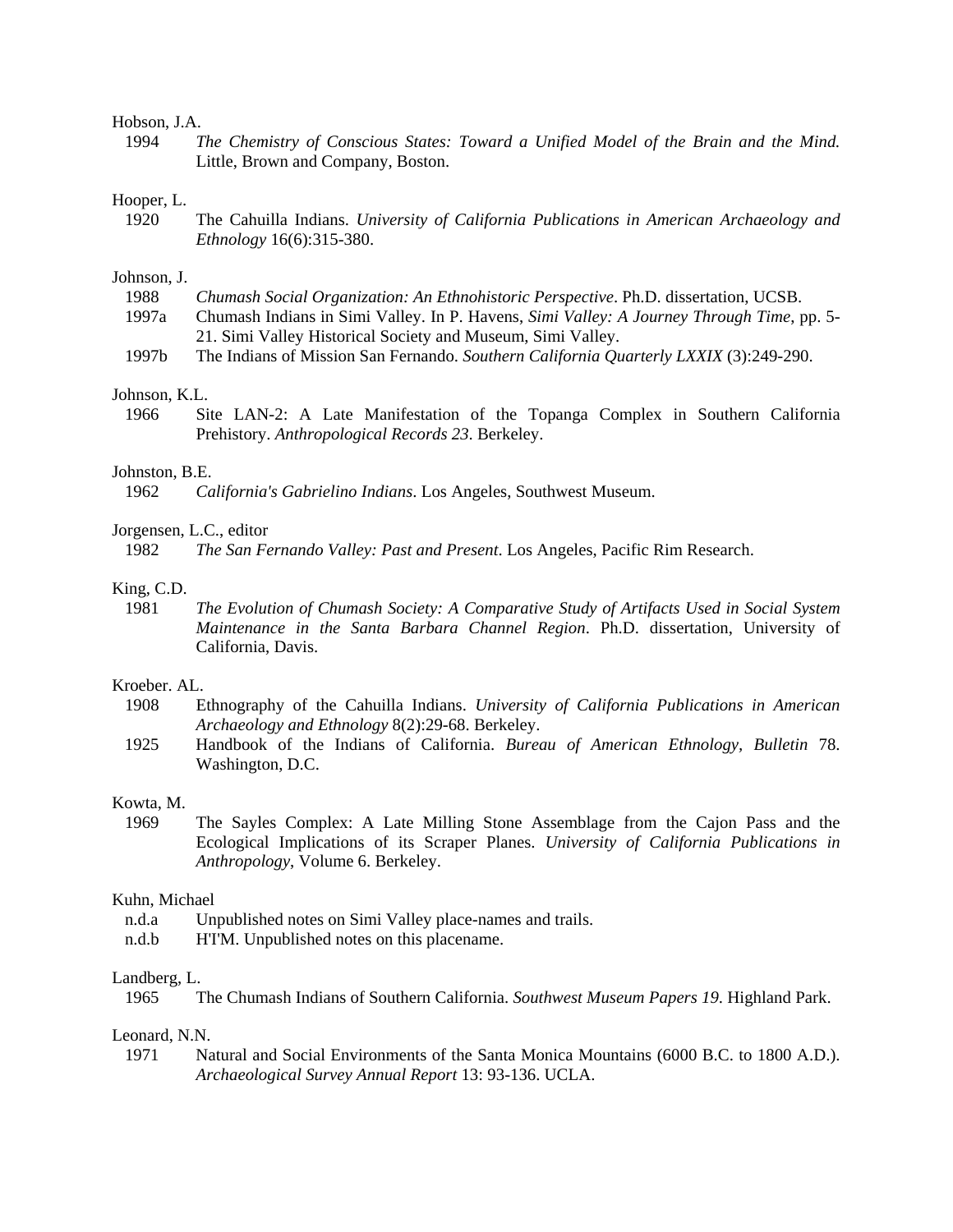Hobson, J.A.

1994 *The Chemistry of Conscious States: Toward a Unified Model of the Brain and the Mind.* Little, Brown and Company, Boston.

Hooper, L.

1920 The Cahuilla Indians. *University of California Publications in American Archaeology and Ethnology* 16(6):315-380.

Johnson, J.

1988 *Chumash Social Organization: An Ethnohistoric Perspective*. Ph.D. dissertation, UCSB.

1997a Chumash Indians in Simi Valley. In P. Havens, *Simi Valley: A Journey Through Time*, pp. 5-21. Simi Valley Historical Society and Museum, Simi Valley.

1997b The Indians of Mission San Fernando. *Southern California Quarterly LXXIX* (3):249-290.

Johnson, K.L.

1966 Site LAN-2: A Late Manifestation of the Topanga Complex in Southern California Prehistory. *Anthropological Records 23*. Berkeley.

Johnston, B.E.

1962 *California's Gabrielino Indians*. Los Angeles, Southwest Museum.

Jorgensen, L.C., editor

1982 *The San Fernando Valley: Past and Present*. Los Angeles, Pacific Rim Research.

King, C.D.

1981 *The Evolution of Chumash Society: A Comparative Study of Artifacts Used in Social System Maintenance in the Santa Barbara Channel Region*. Ph.D. dissertation, University of California, Davis.

Kroeber. AL.

1908 Ethnography of the Cahuilla Indians. *University of California Publications in American Archaeology and Ethnology* 8(2):29-68. Berkeley.

1925 Handbook of the Indians of California. *Bureau of American Ethnology, Bulletin* 78. Washington, D.C.

Kowta, M.

1969 The Sayles Complex: A Late Milling Stone Assemblage from the Cajon Pass and the Ecological Implications of its Scraper Planes. *University of California Publications in Anthropology*, Volume 6. Berkeley.

Kuhn, Michael

n.d.a Unpublished notes on Simi Valley place-names and trails.

n.d.b H'I'M. Unpublished notes on this placename.

Landberg, L.

1965 The Chumash Indians of Southern California. *Southwest Museum Papers 19*. Highland Park.

Leonard, N.N.

1971 Natural and Social Environments of the Santa Monica Mountains (6000 B.C. to 1800 A.D.). *Archaeological Survey Annual Report* 13: 93-136. UCLA.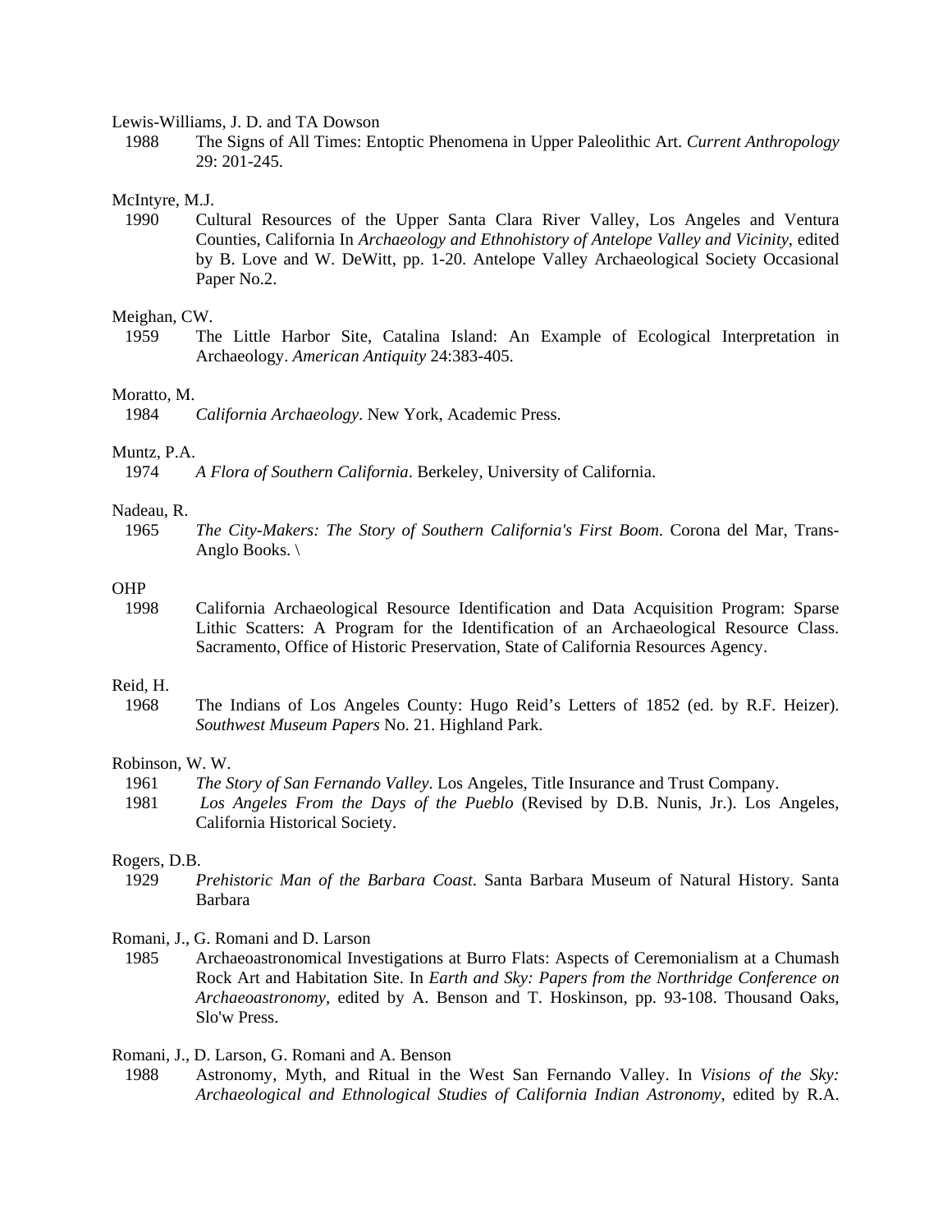Lewis-Williams, J. D. and TA Dowson

1988 The Signs of All Times: Entoptic Phenomena in Upper Paleolithic Art. *Current Anthropology* 29: 201-245.

McIntyre, M.J.

1990 Cultural Resources of the Upper Santa Clara River Valley, Los Angeles and Ventura Counties, California In *Archaeology and Ethnohistory of Antelope Valley and Vicinity*, edited by B. Love and W. DeWitt, pp. 1-20. Antelope Valley Archaeological Society Occasional Paper No.2.

Meighan, CW.

1959 The Little Harbor Site, Catalina Island: An Example of Ecological Interpretation in Archaeology. *American Antiquity* 24:383-405.

Moratto, M.

1984 *California Archaeology*. New York, Academic Press.

Muntz, P.A.

1974 *A Flora of Southern California*. Berkeley, University of California.

Nadeau, R.

1965 *The City-Makers: The Story of Southern California's First Boom.* Corona del Mar, Trans-Anglo Books. \

OHP

1998 California Archaeological Resource Identification and Data Acquisition Program: Sparse Lithic Scatters: A Program for the Identification of an Archaeological Resource Class. Sacramento, Office of Historic Preservation, State of California Resources Agency.

Reid, H.

1968 The Indians of Los Angeles County: Hugo Reid's Letters of 1852 (ed. by R.F. Heizer). *Southwest Museum Papers* No. 21. Highland Park.

Robinson, W. W.

1961 *The Story of San Fernando Valley*. Los Angeles, Title Insurance and Trust Company.

1981 *Los Angeles From the Days of the Pueblo* (Revised by D.B. Nunis, Jr.). Los Angeles, California Historical Society.

Rogers, D.B.

1929 *Prehistoric Man of the Barbara Coast*. Santa Barbara Museum of Natural History. Santa Barbara

Romani, J., G. Romani and D. Larson

1985 Archaeoastronomical Investigations at Burro Flats: Aspects of Ceremonialism at a Chumash Rock Art and Habitation Site. In *Earth and Sky: Papers from the Northridge Conference on Archaeoastronomy*, edited by A. Benson and T. Hoskinson, pp. 93-108. Thousand Oaks, Slo'w Press.

Romani, J., D. Larson, G. Romani and A. Benson

1988 Astronomy, Myth, and Ritual in the West San Fernando Valley. In *Visions of the Sky: Archaeological and Ethnological Studies of California Indian Astronomy*, edited by R.A.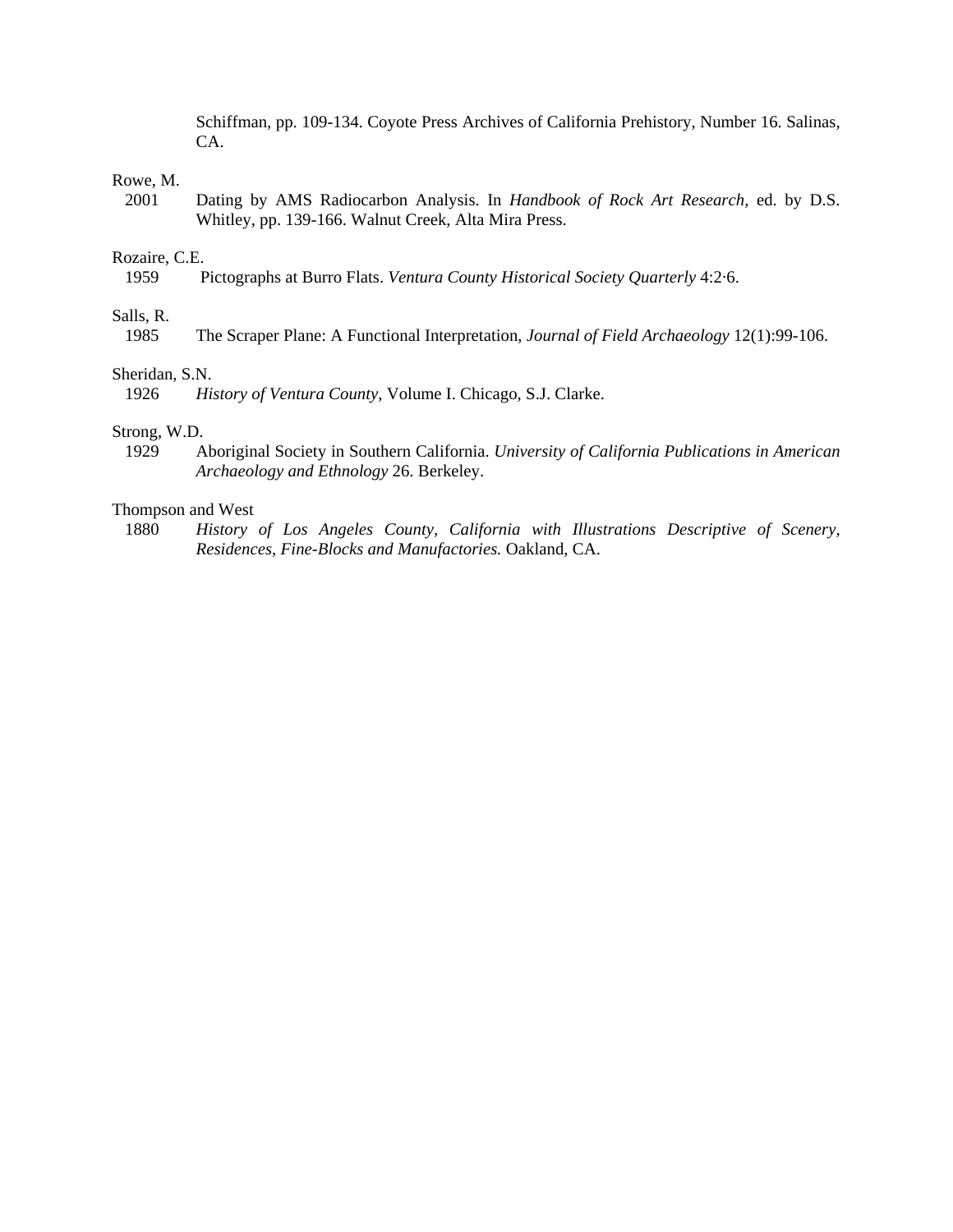Schiffman, pp. 109-134. Coyote Press Archives of California Prehistory, Number 16. Salinas, CA.

Rowe, M.
2001 Dating by AMS Radiocarbon Analysis. In *Handbook of Rock Art Research*, ed. by D.S. Whitley, pp. 139-166. Walnut Creek, Alta Mira Press.

Rozaire, C.E.
1959 Pictographs at Burro Flats. *Ventura County Historical Society Quarterly* 4:2·6.

Salls, R.
1985 The Scraper Plane: A Functional Interpretation, *Journal of Field Archaeology* 12(1):99-106.

Sheridan, S.N.
1926 *History of Ventura County*, Volume I. Chicago, S.J. Clarke.

Strong, W.D.
1929 Aboriginal Society in Southern California. *University of California Publications in American Archaeology and Ethnology* 26. Berkeley.

Thompson and West
1880 *History of Los Angeles County, California with Illustrations Descriptive of Scenery, Residences, Fine-Blocks and Manufactories.* Oakland, CA.